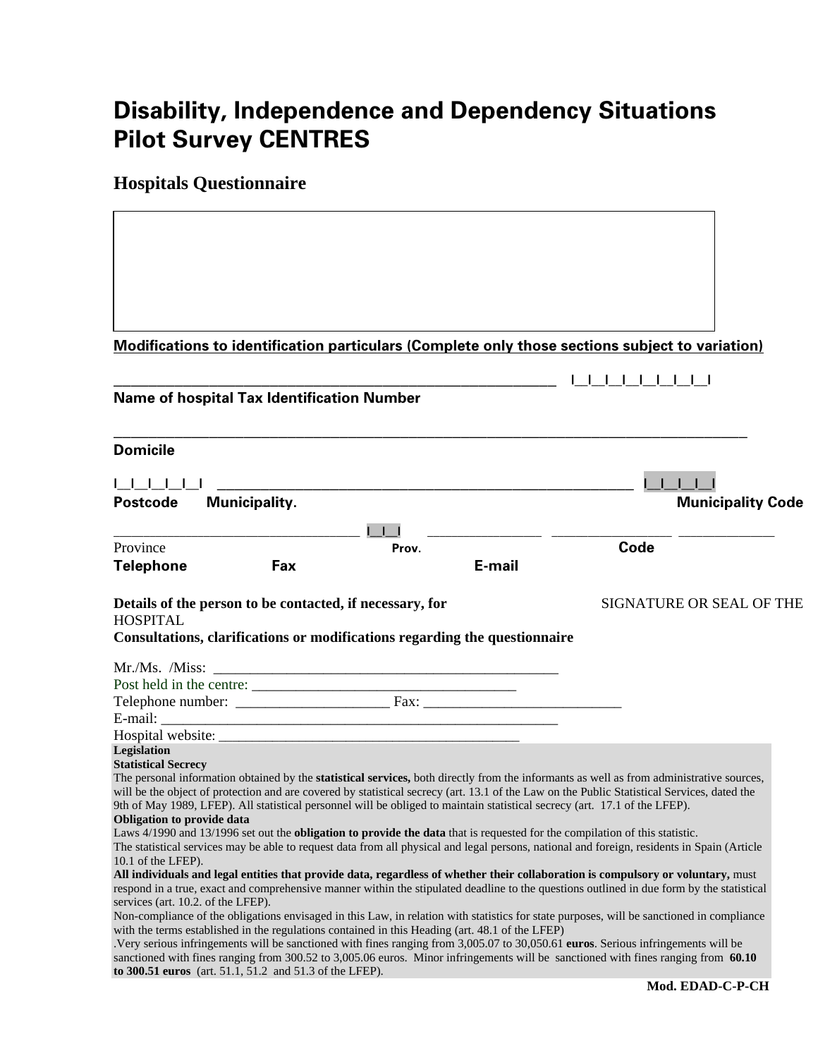# Disability, Independence and Dependency Situations Pilot Survey CENTRES

## Hospitals Questionnaire

**Modifications to identification particulars (Complete only those sections subject to variation)**

_______________________________________________ |__|__|__|__|__|__|__|__|__|

**Name of hospital Tax Identification Number**

_______________________________________________________________________

**Domicile**

|__|__|__|__|__| _____________________________________________ |__|__|__|__|__|

**Postcode Municipality. Municipality Code**

__________________________ |__|__| ____________ ____________ __________

Province **Prov. Code**

**Telephone Fax E-mail**

**Details of the person to be contacted, if necessary, for** SIGNATURE OR SEAL OF THE HOSPITAL

**Consultations, clarifications or modifications regarding the questionnaire**

Mr./Ms. /Miss: _____________________________________

Post held in the centre: ____________________________

Telephone number: ________________ Fax: _____________________

E-mail: ___________________________________________

Hospital website: _________________________________

**Legislation**

**Statistical Secrecy**

The personal information obtained by the **statistical services,** both directly from the informants as well as from administrative sources, will be the object of protection and are covered by statistical secrecy (art. 13.1 of the Law on the Public Statistical Services, dated the 9th of May 1989, LFEP). All statistical personnel will be obliged to maintain statistical secrecy (art. 17.1 of the LFEP).

**Obligation to provide data**

Laws 4/1990 and 13/1996 set out the **obligation to provide the data** that is requested for the compilation of this statistic.

The statistical services may be able to request data from all physical and legal persons, national and foreign, residents in Spain (Article 10.1 of the LFEP).

**All individuals and legal entities that provide data, regardless of whether their collaboration is compulsory or voluntary,** must respond in a true, exact and comprehensive manner within the stipulated deadline to the questions outlined in due form by the statistical services (art. 10.2. of the LFEP).

Non-compliance of the obligations envisaged in this Law, in relation with statistics for state purposes, will be sanctioned in compliance with the terms established in the regulations contained in this Heading (art. 48.1 of the LFEP)

.Very serious infringements will be sanctioned with fines ranging from 3,005.07 to 30,050.61 **euros**. Serious infringements will be sanctioned with fines ranging from 300.52 to 3,005.06 euros. Minor infringements will be sanctioned with fines ranging from **60.10 to 300.51 euros** (art. 51.1, 51.2 and 51.3 of the LFEP).

**Mod. EDAD-C-P-CH**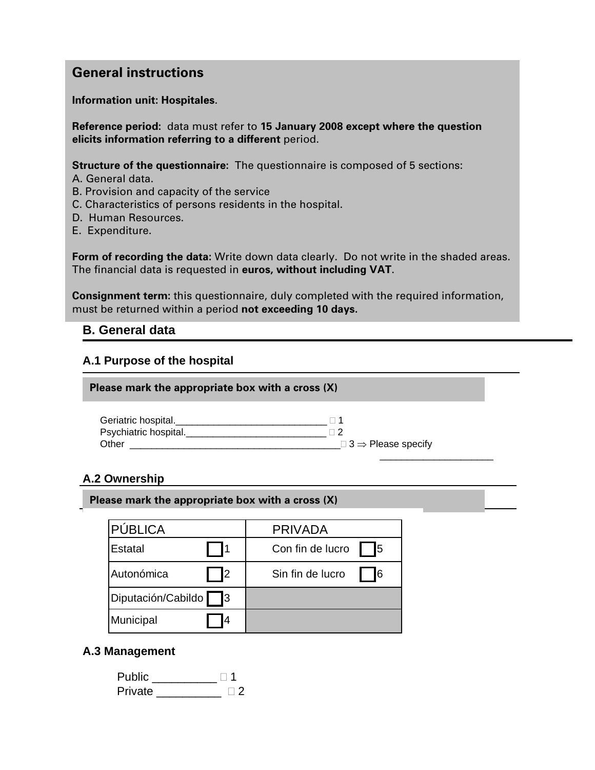## General instructions

**Information unit: Hospitales**.

**Reference period:** data must refer to **15 January 2008 except where the question elicits information referring to a different** period.

**Structure of the questionnaire:** The questionnaire is composed of 5 sections:
A. General data.
B. Provision and capacity of the service
C. Characteristics of persons residents in the hospital.
D. Human Resources.
E. Expenditure.

**Form of recording the data:** Write down data clearly. Do not write in the shaded areas. The financial data is requested in **euros, without including VAT**.

**Consignment term:** this questionnaire, duly completed with the required information, must be returned within a period **not exceeding 10 days.**

## B. General data

### A.1 Purpose of the hospital

**Please mark the appropriate box with a cross (X)**

Geriatric hospital.____________________________ ☐ 1
Psychiatric hospital.__________________________ ☐ 2
Other ________________________________________☐ 3 ⇒ Please specify
____________________

### A.2 Ownership

**Please mark the appropriate box with a cross (X)**

| PÚBLICA | | PRIVADA | |
|---|---|---|---|
| Estatal | ☐ 1 | Con fin de lucro | ☐ 5 |
| Autonómica | ☐ 2 | Sin fin de lucro | ☐ 6 |
| Diputación/Cabildo | ☐ 3 | | |
| Municipal | ☐ 4 | | |

### A.3 Management

Public __________ ☐ 1
Private __________ ☐ 2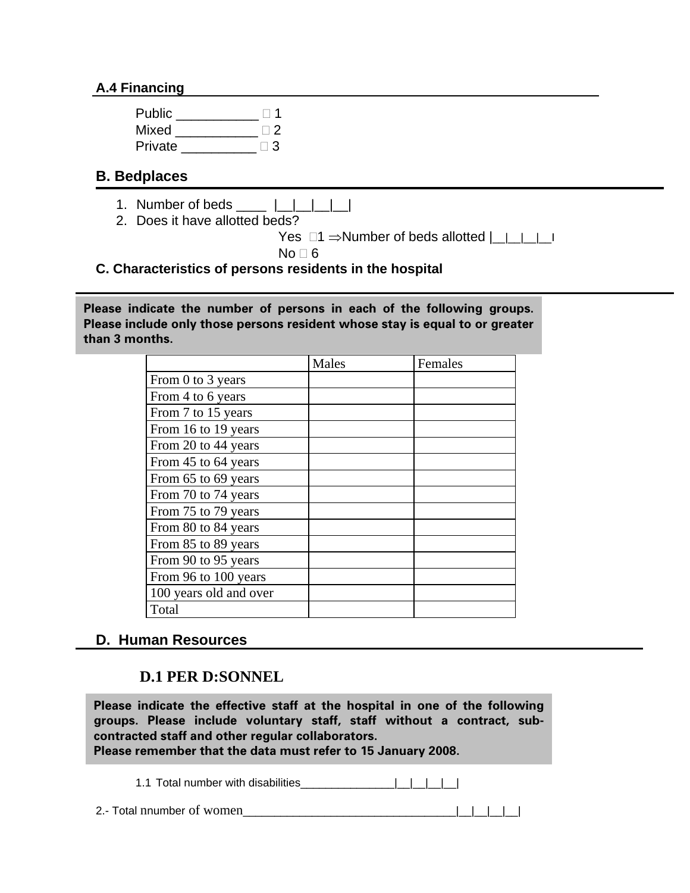### A.4 Financing

Public ___________ ☐ 1
Mixed ___________ ☐ 2
Private __________ ☐ 3

### B. Bedplaces

1. Number of beds ____ |__|__|__|__|
2. Does it have allotted beds?

   Yes ☐1 ⇒Number of beds allotted |__|__|__|__|

   No ☐ 6

### C. Characteristics of persons residents in the hospital

**Please indicate the number of persons in each of the following groups. Please include only those persons resident whose stay is equal to or greater than 3 months.**

| | Males | Females |
|---|---|---|
| From 0 to 3 years | | |
| From 4 to 6 years | | |
| From 7 to 15 years | | |
| From 16 to 19 years | | |
| From 20 to 44 years | | |
| From 45 to 64 years | | |
| From 65 to 69 years | | |
| From 70 to 74 years | | |
| From 75 to 79 years | | |
| From 80 to 84 years | | |
| From 85 to 89 years | | |
| From 90 to 95 years | | |
| From 96 to 100 years | | |
| 100 years old and over | | |
| Total | | |

### D. Human Resources

#### D.1 PER D:SONNEL

**Please indicate the effective staff at the hospital in one of the following groups. Please include voluntary staff, staff without a contract, sub-contracted staff and other regular collaborators.**
**Please remember that the data must refer to 15 January 2008.**

1.1 Total number with disabilities_______________|__|__|__|__|

2.- Total nnumber of women_________________________________|__|__|__|__|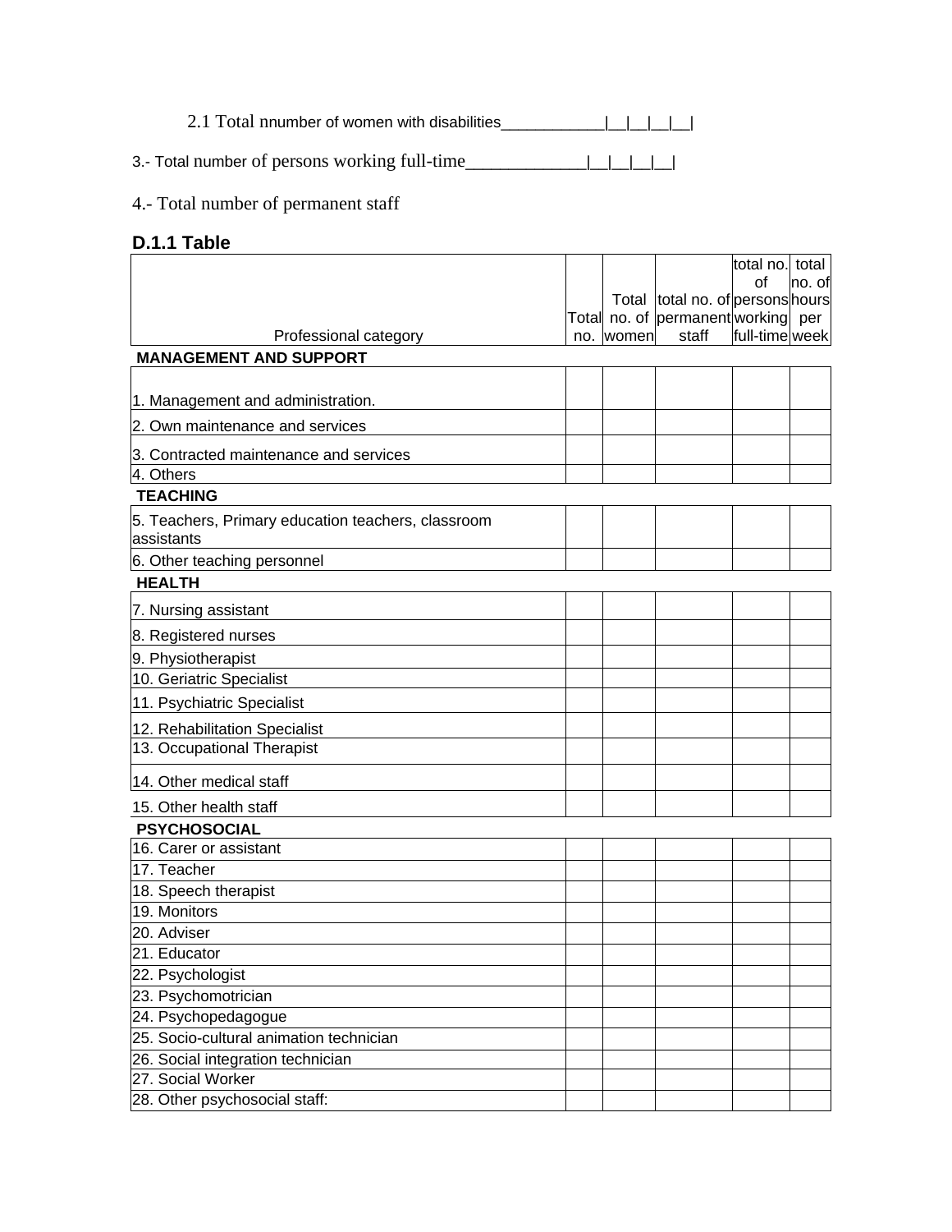2.1 Total nnumber of women with disabilities____________|__|__|__|__|

3.- Total number of persons working full-time_____________|__|__|__|__|

4.- Total number of permanent staff

### D.1.1 Table

| Professional category | Total no. | Total no. of women | total no. of permanent staff | total no. of persons working full-time | total no. of hours per week |
|---|---|---|---|---|---|
| **MANAGEMENT AND SUPPORT** | | | | | |
| 1. Management and administration. | | | | | |
| 2. Own maintenance and services | | | | | |
| 3. Contracted maintenance and services | | | | | |
| 4. Others | | | | | |
| **TEACHING** | | | | | |
| 5. Teachers, Primary education teachers, classroom assistants | | | | | |
| 6. Other teaching personnel | | | | | |
| **HEALTH** | | | | | |
| 7. Nursing assistant | | | | | |
| 8. Registered nurses | | | | | |
| 9. Physiotherapist | | | | | |
| 10. Geriatric Specialist | | | | | |
| 11. Psychiatric Specialist | | | | | |
| 12. Rehabilitation Specialist | | | | | |
| 13. Occupational Therapist | | | | | |
| 14. Other medical staff | | | | | |
| 15. Other health staff | | | | | |
| **PSYCHOSOCIAL** | | | | | |
| 16. Carer or assistant | | | | | |
| 17. Teacher | | | | | |
| 18. Speech therapist | | | | | |
| 19. Monitors | | | | | |
| 20. Adviser | | | | | |
| 21. Educator | | | | | |
| 22. Psychologist | | | | | |
| 23. Psychomotrician | | | | | |
| 24. Psychopedagogue | | | | | |
| 25. Socio-cultural animation technician | | | | | |
| 26. Social integration technician | | | | | |
| 27. Social Worker | | | | | |
| 28. Other psychosocial staff: | | | | | |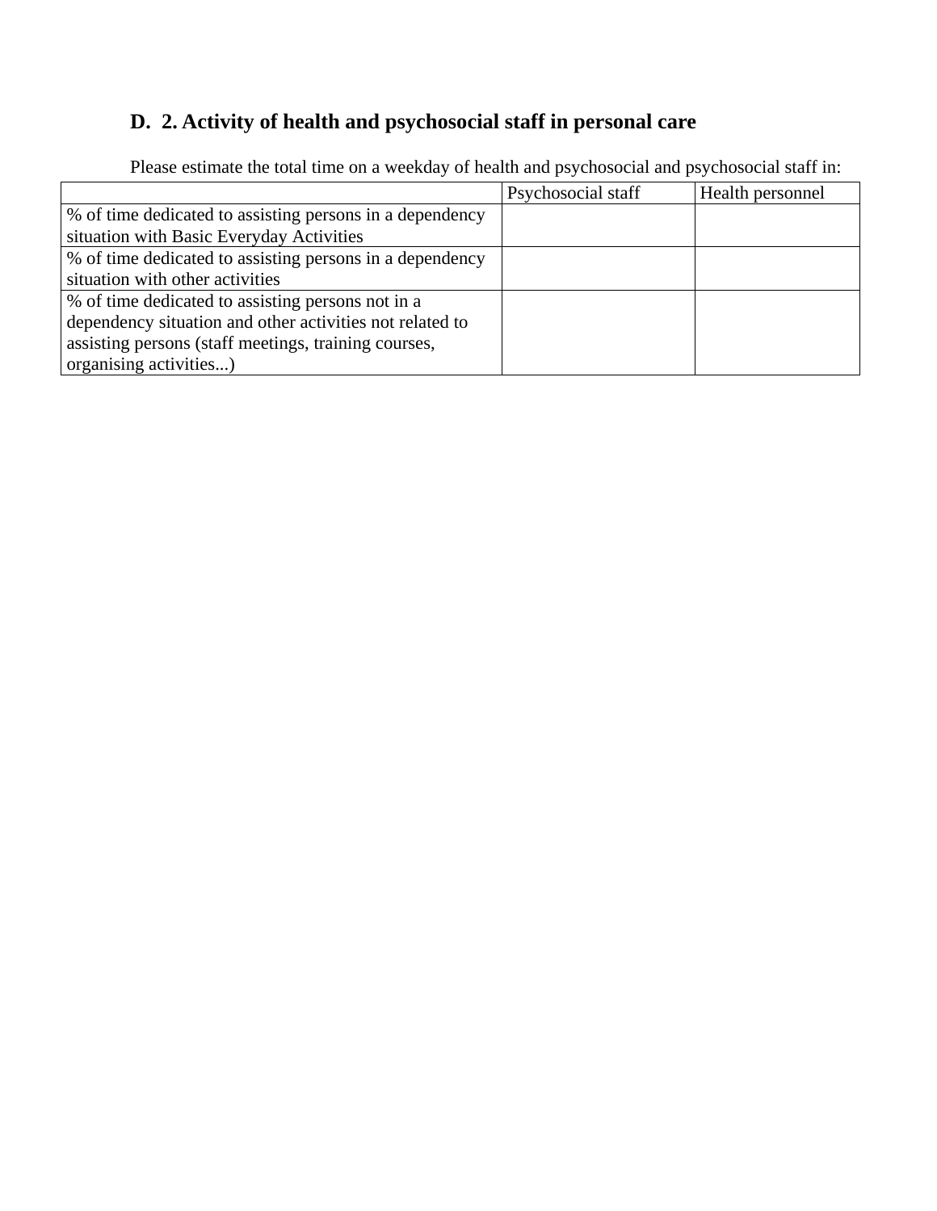## D. 2. Activity of health and psychosocial staff in personal care

Please estimate the total time on a weekday of health and psychosocial and psychosocial staff in:

| | Psychosocial staff | Health personnel |
|---|---|---|
| % of time dedicated to assisting persons in a dependency situation with Basic Everyday Activities | | |
| % of time dedicated to assisting persons in a dependency situation with other activities | | |
| % of time dedicated to assisting persons not in a dependency situation and other activities not related to assisting persons (staff meetings, training courses, organising activities...) | | |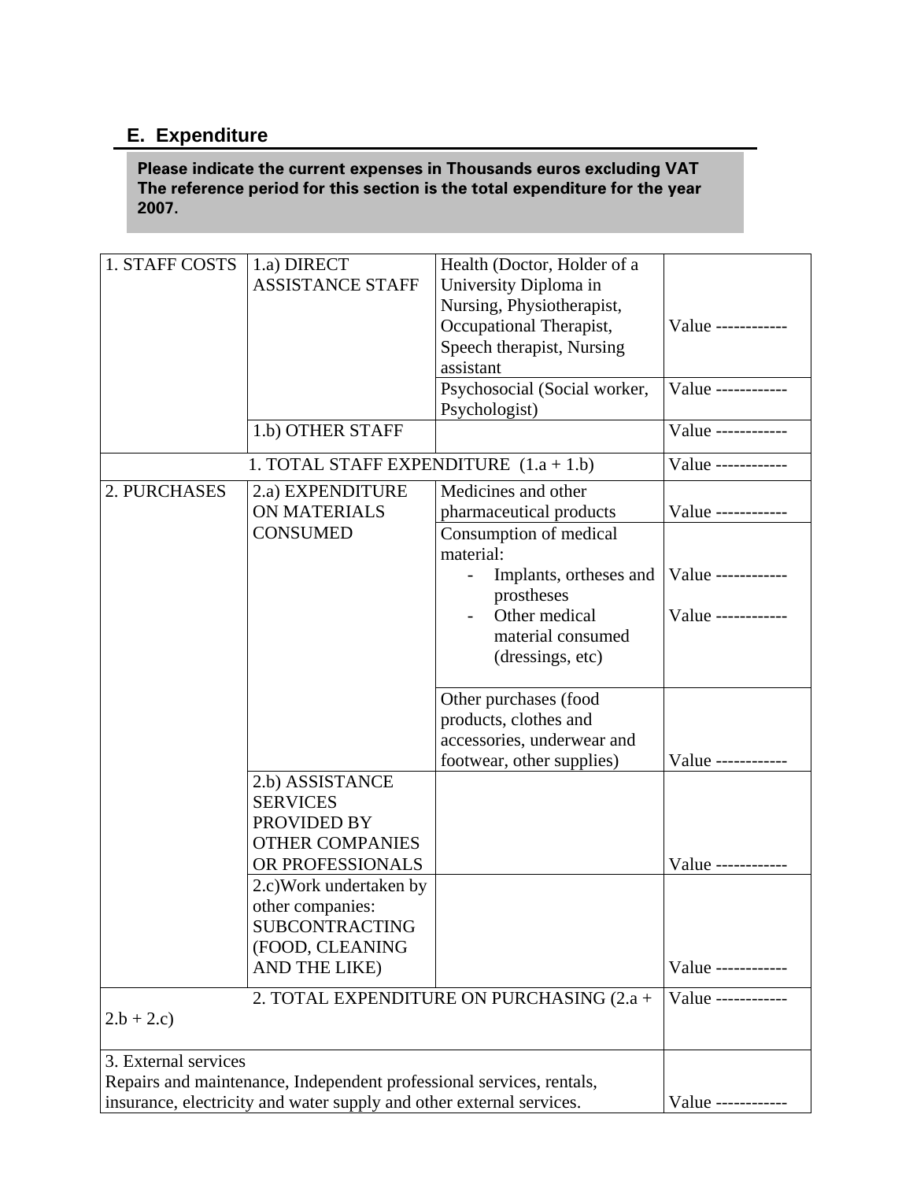## E. Expenditure

**Please indicate the current expenses in Thousands euros excluding VAT**
**The reference period for this section is the total expenditure for the year 2007.**

| | | | |
|---|---|---|---|
| 1. STAFF COSTS | 1.a) DIRECT ASSISTANCE STAFF | Health (Doctor, Holder of a University Diploma in Nursing, Physiotherapist, Occupational Therapist, Speech therapist, Nursing assistant | Value ------------ |
| | | Psychosocial (Social worker, Psychologist) | Value ------------ |
| | 1.b) OTHER STAFF | | Value ------------ |
| 1. TOTAL STAFF EXPENDITURE (1.a + 1.b) | | | Value ------------ |
| 2. PURCHASES | 2.a) EXPENDITURE ON MATERIALS CONSUMED | Medicines and other pharmaceutical products | Value ------------ |
| | | Consumption of medical material:<br>- Implants, ortheses and prostheses<br>- Other medical material consumed (dressings, etc) | <br><br>Value ------------<br><br>Value ------------ |
| | | Other purchases (food products, clothes and accessories, underwear and footwear, other supplies) | Value ------------ |
| | 2.b) ASSISTANCE SERVICES PROVIDED BY OTHER COMPANIES OR PROFESSIONALS | | Value ------------ |
| | 2.c)Work undertaken by other companies: SUBCONTRACTING (FOOD, CLEANING AND THE LIKE) | | Value ------------ |
| 2. TOTAL EXPENDITURE ON PURCHASING (2.a + 2.b + 2.c) | | | Value ------------ |
| 3. External services<br>Repairs and maintenance, Independent professional services, rentals, insurance, electricity and water supply and other external services. | | | Value ------------ |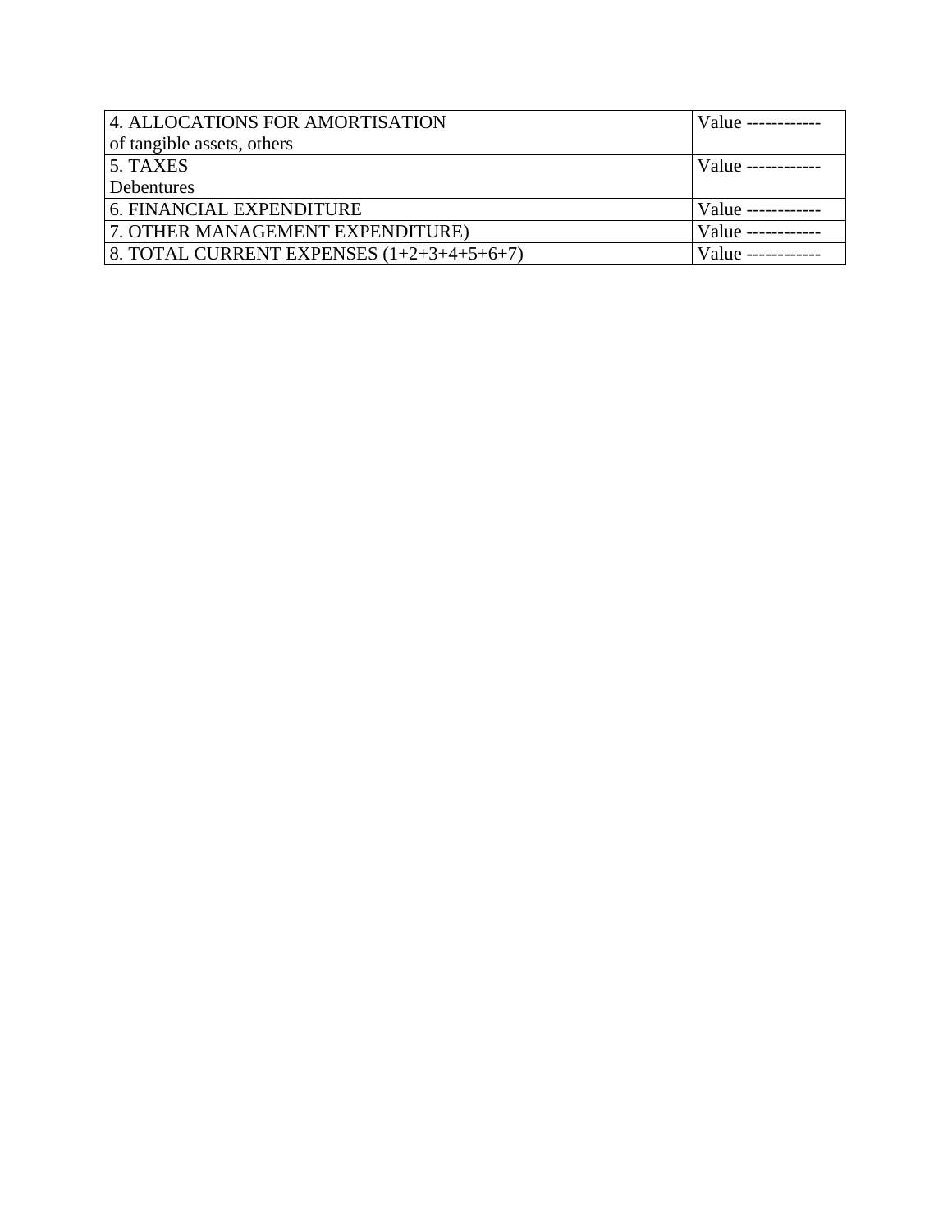| 4. ALLOCATIONS FOR AMORTISATION<br>of tangible assets, others | Value ------------ |
|---|---|
| 5. TAXES<br>Debentures | Value ------------ |
| 6. FINANCIAL EXPENDITURE | Value ------------ |
| 7. OTHER MANAGEMENT EXPENDITURE) | Value ------------ |
| 8. TOTAL CURRENT EXPENSES (1+2+3+4+5+6+7) | Value ------------ |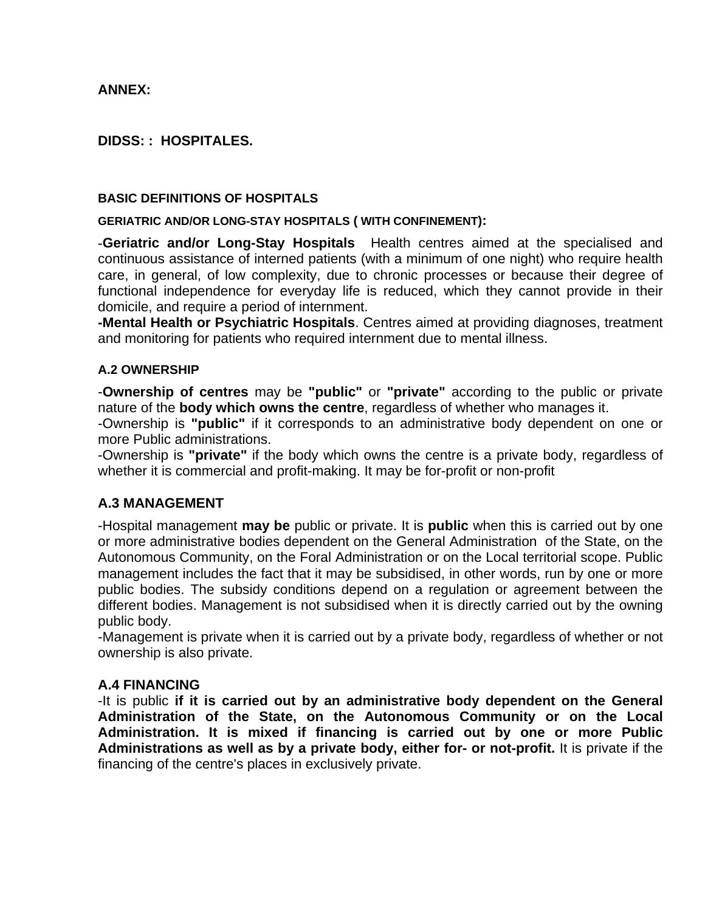**ANNEX:**

**DIDSS: : HOSPITALES.**

#### BASIC DEFINITIONS OF HOSPITALS

##### GERIATRIC AND/OR LONG-STAY HOSPITALS ( WITH CONFINEMENT):

-**Geriatric and/or Long-Stay Hospitals** Health centres aimed at the specialised and continuous assistance of interned patients (with a minimum of one night) who require health care, in general, of low complexity, due to chronic processes or because their degree of functional independence for everyday life is reduced, which they cannot provide in their domicile, and require a period of internment.

**-Mental Health or Psychiatric Hospitals**. Centres aimed at providing diagnoses, treatment and monitoring for patients who required internment due to mental illness.

#### A.2 OWNERSHIP

-**Ownership of centres** may be **"public"** or **"private"** according to the public or private nature of the **body which owns the centre**, regardless of whether who manages it.

-Ownership is **"public"** if it corresponds to an administrative body dependent on one or more Public administrations.

-Ownership is **"private"** if the body which owns the centre is a private body, regardless of whether it is commercial and profit-making. It may be for-profit or non-profit

### A.3 MANAGEMENT

-Hospital management **may be** public or private. It is **public** when this is carried out by one or more administrative bodies dependent on the General Administration of the State, on the Autonomous Community, on the Foral Administration or on the Local territorial scope. Public management includes the fact that it may be subsidised, in other words, run by one or more public bodies. The subsidy conditions depend on a regulation or agreement between the different bodies. Management is not subsidised when it is directly carried out by the owning public body.

-Management is private when it is carried out by a private body, regardless of whether or not ownership is also private.

### A.4 FINANCING

-It is public **if it is carried out by an administrative body dependent on the General Administration of the State, on the Autonomous Community or on the Local Administration. It is mixed if financing is carried out by one or more Public Administrations as well as by a private body, either for- or not-profit.** It is private if the financing of the centre's places in exclusively private.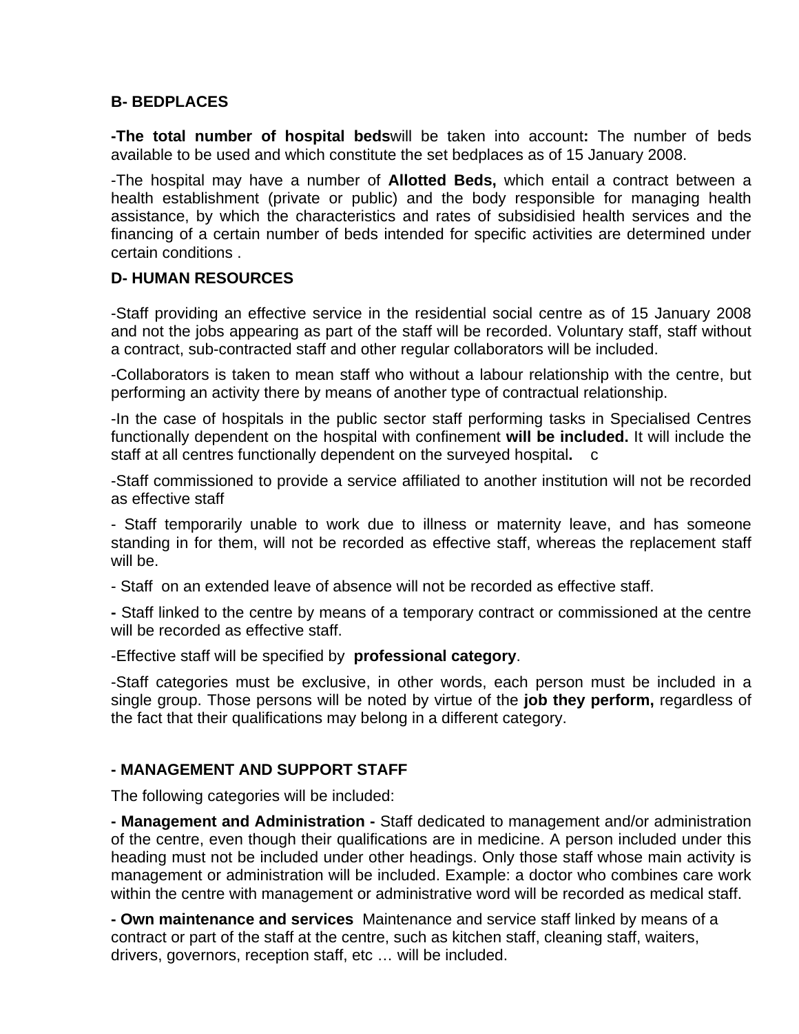## B- BEDPLACES

**-The total number of hospital beds**will be taken into account**:** The number of beds available to be used and which constitute the set bedplaces as of 15 January 2008.

-The hospital may have a number of **Allotted Beds,** which entail a contract between a health establishment (private or public) and the body responsible for managing health assistance, by which the characteristics and rates of subsidisied health services and the financing of a certain number of beds intended for specific activities are determined under certain conditions .

## D- HUMAN RESOURCES

-Staff providing an effective service in the residential social centre as of 15 January 2008 and not the jobs appearing as part of the staff will be recorded. Voluntary staff, staff without a contract, sub-contracted staff and other regular collaborators will be included.

-Collaborators is taken to mean staff who without a labour relationship with the centre, but performing an activity there by means of another type of contractual relationship.

-In the case of hospitals in the public sector staff performing tasks in Specialised Centres functionally dependent on the hospital with confinement **will be included.** It will include the staff at all centres functionally dependent on the surveyed hospital**.** c

-Staff commissioned to provide a service affiliated to another institution will not be recorded as effective staff

- Staff temporarily unable to work due to illness or maternity leave, and has someone standing in for them, will not be recorded as effective staff, whereas the replacement staff will be.

- Staff on an extended leave of absence will not be recorded as effective staff.

**-** Staff linked to the centre by means of a temporary contract or commissioned at the centre will be recorded as effective staff.

-Effective staff will be specified by **professional category**.

-Staff categories must be exclusive, in other words, each person must be included in a single group. Those persons will be noted by virtue of the **job they perform,** regardless of the fact that their qualifications may belong in a different category.

## - MANAGEMENT AND SUPPORT STAFF

The following categories will be included:

**- Management and Administration -** Staff dedicated to management and/or administration of the centre, even though their qualifications are in medicine. A person included under this heading must not be included under other headings. Only those staff whose main activity is management or administration will be included. Example: a doctor who combines care work within the centre with management or administrative word will be recorded as medical staff.

**- Own maintenance and services** Maintenance and service staff linked by means of a contract or part of the staff at the centre, such as kitchen staff, cleaning staff, waiters, drivers, governors, reception staff, etc … will be included.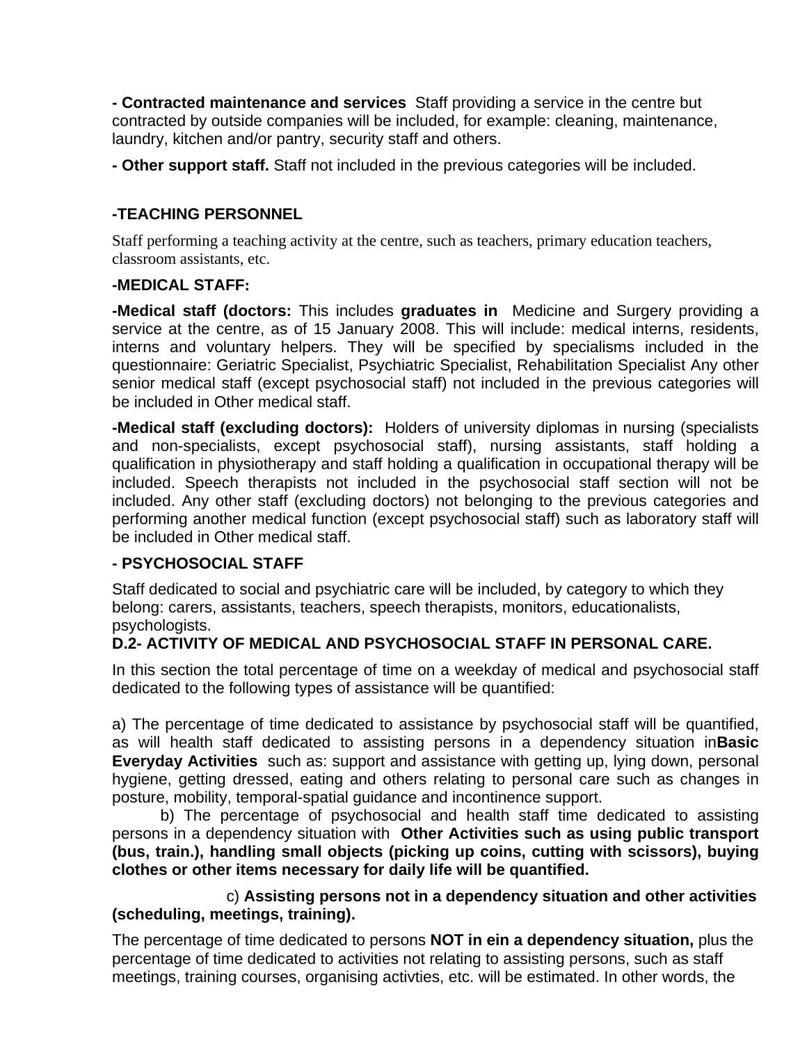**- Contracted maintenance and services** Staff providing a service in the centre but contracted by outside companies will be included, for example: cleaning, maintenance, laundry, kitchen and/or pantry, security staff and others.

**- Other support staff.** Staff not included in the previous categories will be included.

**-TEACHING PERSONNEL**

Staff performing a teaching activity at the centre, such as teachers, primary education teachers, classroom assistants, etc.

**-MEDICAL STAFF:**

**-Medical staff (doctors:** This includes **graduates in** Medicine and Surgery providing a service at the centre, as of 15 January 2008. This will include: medical interns, residents, interns and voluntary helpers. They will be specified by specialisms included in the questionnaire: Geriatric Specialist, Psychiatric Specialist, Rehabilitation Specialist Any other senior medical staff (except psychosocial staff) not included in the previous categories will be included in Other medical staff.

**-Medical staff (excluding doctors):** Holders of university diplomas in nursing (specialists and non-specialists, except psychosocial staff), nursing assistants, staff holding a qualification in physiotherapy and staff holding a qualification in occupational therapy will be included. Speech therapists not included in the psychosocial staff section will not be included. Any other staff (excluding doctors) not belonging to the previous categories and performing another medical function (except psychosocial staff) such as laboratory staff will be included in Other medical staff.

**- PSYCHOSOCIAL STAFF**

Staff dedicated to social and psychiatric care will be included, by category to which they belong: carers, assistants, teachers, speech therapists, monitors, educationalists, psychologists.

**D.2- ACTIVITY OF MEDICAL AND PSYCHOSOCIAL STAFF IN PERSONAL CARE.**

In this section the total percentage of time on a weekday of medical and psychosocial staff dedicated to the following types of assistance will be quantified:

a) The percentage of time dedicated to assistance by psychosocial staff will be quantified, as will health staff dedicated to assisting persons in a dependency situation in**Basic Everyday Activities** such as: support and assistance with getting up, lying down, personal hygiene, getting dressed, eating and others relating to personal care such as changes in posture, mobility, temporal-spatial guidance and incontinence support.

b) The percentage of psychosocial and health staff time dedicated to assisting persons in a dependency situation with **Other Activities such as using public transport (bus, train.), handling small objects (picking up coins, cutting with scissors), buying clothes or other items necessary for daily life will be quantified.**

c) **Assisting persons not in a dependency situation and other activities (scheduling, meetings, training).**

The percentage of time dedicated to persons **NOT in ein a dependency situation,** plus the percentage of time dedicated to activities not relating to assisting persons, such as staff meetings, training courses, organising activties, etc. will be estimated. In other words, the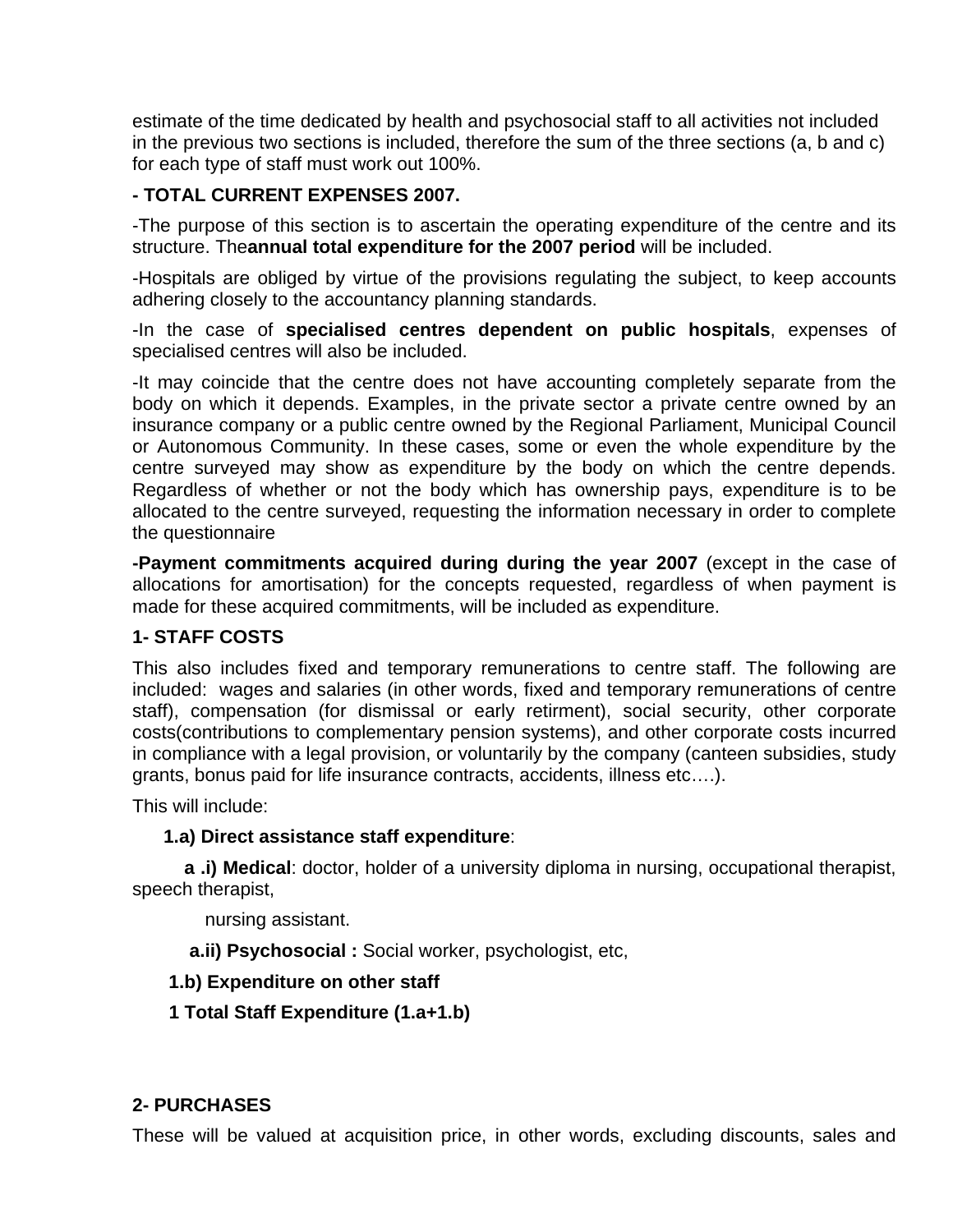estimate of the time dedicated by health and psychosocial staff to all activities not included in the previous two sections is included, therefore the sum of the three sections (a, b and c) for each type of staff must work out 100%.

**- TOTAL CURRENT EXPENSES 2007.**

-The purpose of this section is to ascertain the operating expenditure of the centre and its structure. The**annual total expenditure for the 2007 period** will be included.

-Hospitals are obliged by virtue of the provisions regulating the subject, to keep accounts adhering closely to the accountancy planning standards.

-In the case of **specialised centres dependent on public hospitals**, expenses of specialised centres will also be included.

-It may coincide that the centre does not have accounting completely separate from the body on which it depends. Examples, in the private sector a private centre owned by an insurance company or a public centre owned by the Regional Parliament, Municipal Council or Autonomous Community. In these cases, some or even the whole expenditure by the centre surveyed may show as expenditure by the body on which the centre depends. Regardless of whether or not the body which has ownership pays, expenditure is to be allocated to the centre surveyed, requesting the information necessary in order to complete the questionnaire

**-Payment commitments acquired during during the year 2007** (except in the case of allocations for amortisation) for the concepts requested, regardless of when payment is made for these acquired commitments, will be included as expenditure.

**1- STAFF COSTS**

This also includes fixed and temporary remunerations to centre staff. The following are included: wages and salaries (in other words, fixed and temporary remunerations of centre staff), compensation (for dismissal or early retirment), social security, other corporate costs(contributions to complementary pension systems), and other corporate costs incurred in compliance with a legal provision, or voluntarily by the company (canteen subsidies, study grants, bonus paid for life insurance contracts, accidents, illness etc….).

This will include:

**1.a) Direct assistance staff expenditure**:

**a .i) Medical**: doctor, holder of a university diploma in nursing, occupational therapist, speech therapist,

nursing assistant.

**a.ii) Psychosocial :** Social worker, psychologist, etc,

**1.b) Expenditure on other staff**

**1 Total Staff Expenditure (1.a+1.b)**

**2- PURCHASES**

These will be valued at acquisition price, in other words, excluding discounts, sales and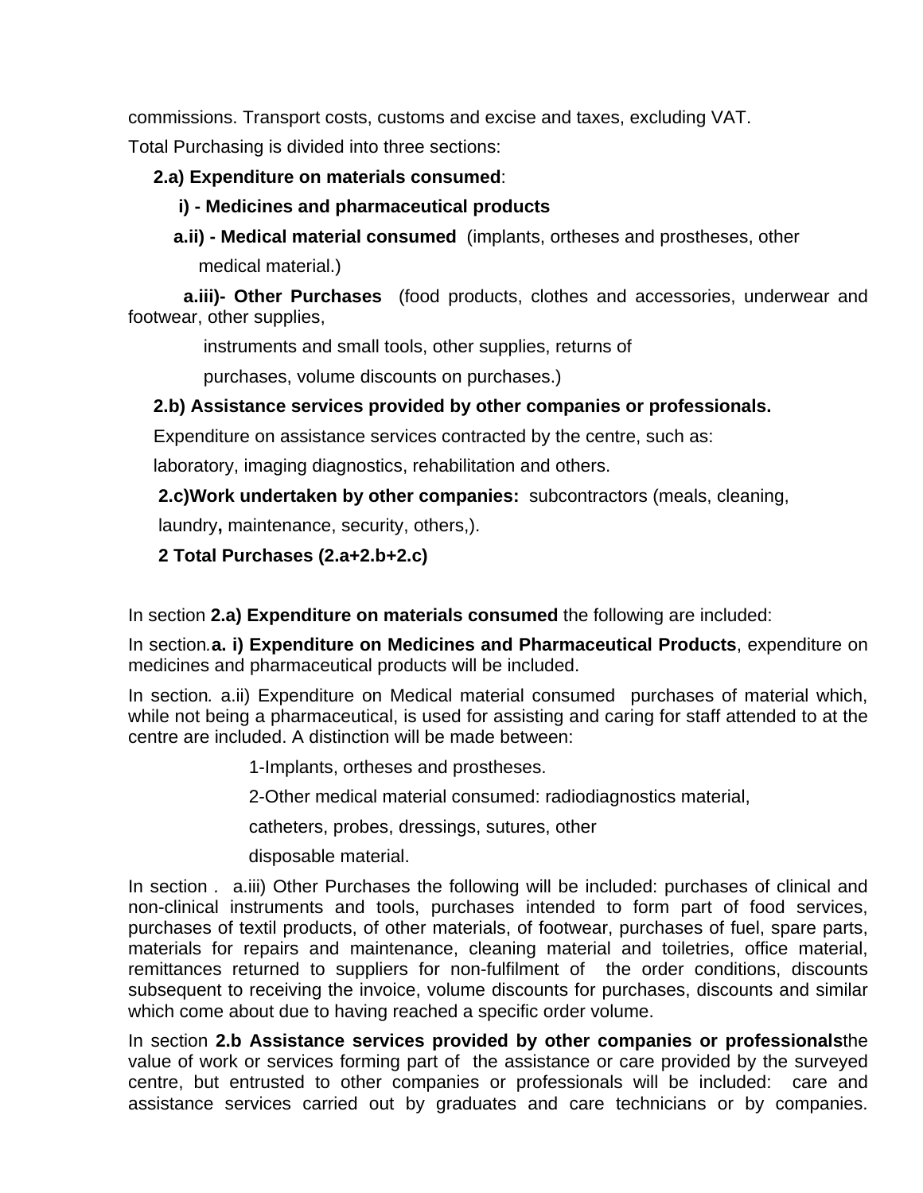commissions. Transport costs, customs and excise and taxes, excluding VAT.

Total Purchasing is divided into three sections:

**2.a) Expenditure on materials consumed**:

**i) - Medicines and pharmaceutical products**

**a.ii) - Medical material consumed** (implants, ortheses and prostheses, other medical material.)

**a.iii)- Other Purchases** (food products, clothes and accessories, underwear and footwear, other supplies, instruments and small tools, other supplies, returns of purchases, volume discounts on purchases.)

**2.b) Assistance services provided by other companies or professionals.**

Expenditure on assistance services contracted by the centre, such as: laboratory, imaging diagnostics, rehabilitation and others.

**2.c)Work undertaken by other companies:** subcontractors (meals, cleaning, laundry**,** maintenance, security, others,).

**2 Total Purchases (2.a+2.b+2.c)**

In section **2.a) Expenditure on materials consumed** the following are included:

In section.**a. i) Expenditure on Medicines and Pharmaceutical Products**, expenditure on medicines and pharmaceutical products will be included.

In section. a.ii) Expenditure on Medical material consumed purchases of material which, while not being a pharmaceutical, is used for assisting and caring for staff attended to at the centre are included. A distinction will be made between:

1-Implants, ortheses and prostheses.

2-Other medical material consumed: radiodiagnostics material, catheters, probes, dressings, sutures, other disposable material.

In section . a.iii) Other Purchases the following will be included: purchases of clinical and non-clinical instruments and tools, purchases intended to form part of food services, purchases of textil products, of other materials, of footwear, purchases of fuel, spare parts, materials for repairs and maintenance, cleaning material and toiletries, office material, remittances returned to suppliers for non-fulfilment of the order conditions, discounts subsequent to receiving the invoice, volume discounts for purchases, discounts and similar which come about due to having reached a specific order volume.

In section **2.b Assistance services provided by other companies or professionals**the value of work or services forming part of the assistance or care provided by the surveyed centre, but entrusted to other companies or professionals will be included: care and assistance services carried out by graduates and care technicians or by companies.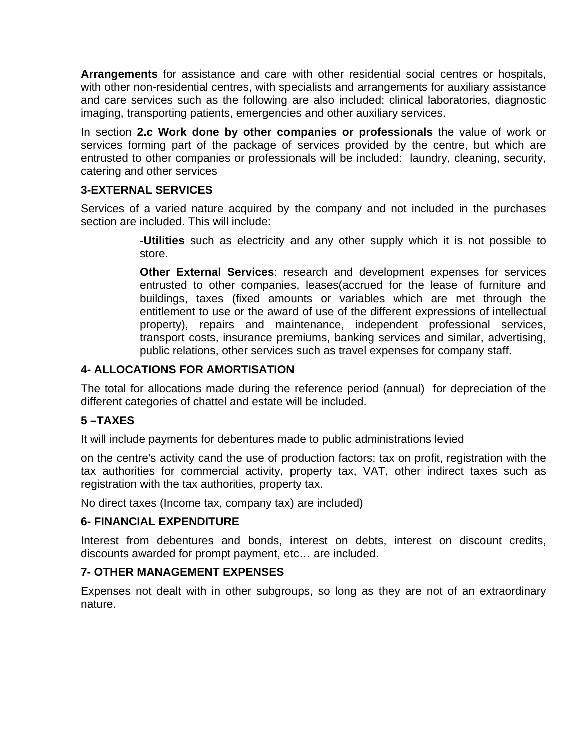**Arrangements** for assistance and care with other residential social centres or hospitals, with other non-residential centres, with specialists and arrangements for auxiliary assistance and care services such as the following are also included: clinical laboratories, diagnostic imaging, transporting patients, emergencies and other auxiliary services.

In section **2.c Work done by other companies or professionals** the value of work or services forming part of the package of services provided by the centre, but which are entrusted to other companies or professionals will be included: laundry, cleaning, security, catering and other services

### 3-EXTERNAL SERVICES

Services of a varied nature acquired by the company and not included in the purchases section are included. This will include:

> -**Utilities** such as electricity and any other supply which it is not possible to store.
>
> **Other External Services**: research and development expenses for services entrusted to other companies, leases(accrued for the lease of furniture and buildings, taxes (fixed amounts or variables which are met through the entitlement to use or the award of use of the different expressions of intellectual property), repairs and maintenance, independent professional services, transport costs, insurance premiums, banking services and similar, advertising, public relations, other services such as travel expenses for company staff.

### 4- ALLOCATIONS FOR AMORTISATION

The total for allocations made during the reference period (annual) for depreciation of the different categories of chattel and estate will be included.

### 5 –TAXES

It will include payments for debentures made to public administrations levied

on the centre's activity cand the use of production factors: tax on profit, registration with the tax authorities for commercial activity, property tax, VAT, other indirect taxes such as registration with the tax authorities, property tax.

No direct taxes (Income tax, company tax) are included)

### 6- FINANCIAL EXPENDITURE

Interest from debentures and bonds, interest on debts, interest on discount credits, discounts awarded for prompt payment, etc… are included.

### 7- OTHER MANAGEMENT EXPENSES

Expenses not dealt with in other subgroups, so long as they are not of an extraordinary nature.